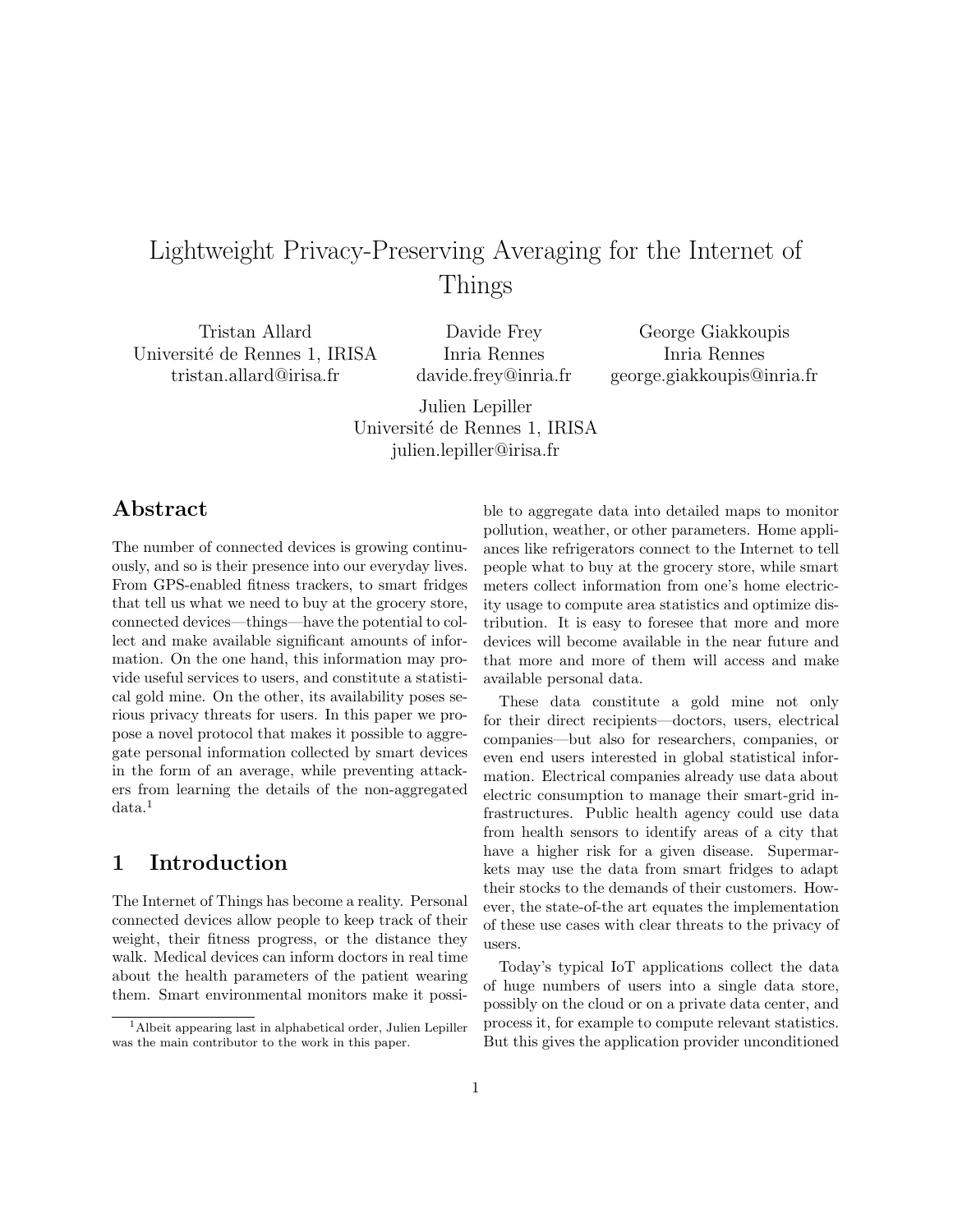# Lightweight Privacy-Preserving Averaging for the Internet of Things

Tristan Allard
Université de Rennes 1, IRISA
tristan.allard@irisa.fr

Davide Frey
Inria Rennes
davide.frey@inria.fr

George Giakkoupis
Inria Rennes
george.giakkoupis@inria.fr

Julien Lepiller
Université de Rennes 1, IRISA
julien.lepiller@irisa.fr

## Abstract

The number of connected devices is growing continuously, and so is their presence into our everyday lives. From GPS-enabled fitness trackers, to smart fridges that tell us what we need to buy at the grocery store, connected devices—things—have the potential to collect and make available significant amounts of information. On the one hand, this information may provide useful services to users, and constitute a statistical gold mine. On the other, its availability poses serious privacy threats for users. In this paper we propose a novel protocol that makes it possible to aggregate personal information collected by smart devices in the form of an average, while preventing attackers from learning the details of the non-aggregated data.[1]

## 1 Introduction

The Internet of Things has become a reality. Personal connected devices allow people to keep track of their weight, their fitness progress, or the distance they walk. Medical devices can inform doctors in real time about the health parameters of the patient wearing them. Smart environmental monitors make it possible to aggregate data into detailed maps to monitor pollution, weather, or other parameters. Home appliances like refrigerators connect to the Internet to tell people what to buy at the grocery store, while smart meters collect information from one's home electricity usage to compute area statistics and optimize distribution. It is easy to foresee that more and more devices will become available in the near future and that more and more of them will access and make available personal data.

These data constitute a gold mine not only for their direct recipients—doctors, users, electrical companies—but also for researchers, companies, or even end users interested in global statistical information. Electrical companies already use data about electric consumption to manage their smart-grid infrastructures. Public health agency could use data from health sensors to identify areas of a city that have a higher risk for a given disease. Supermarkets may use the data from smart fridges to adapt their stocks to the demands of their customers. However, the state-of-the art equates the implementation of these use cases with clear threats to the privacy of users.

Today's typical IoT applications collect the data of huge numbers of users into a single data store, possibly on the cloud or on a private data center, and process it, for example to compute relevant statistics. But this gives the application provider unconditioned

[1] Albeit appearing last in alphabetical order, Julien Lepiller was the main contributor to the work in this paper.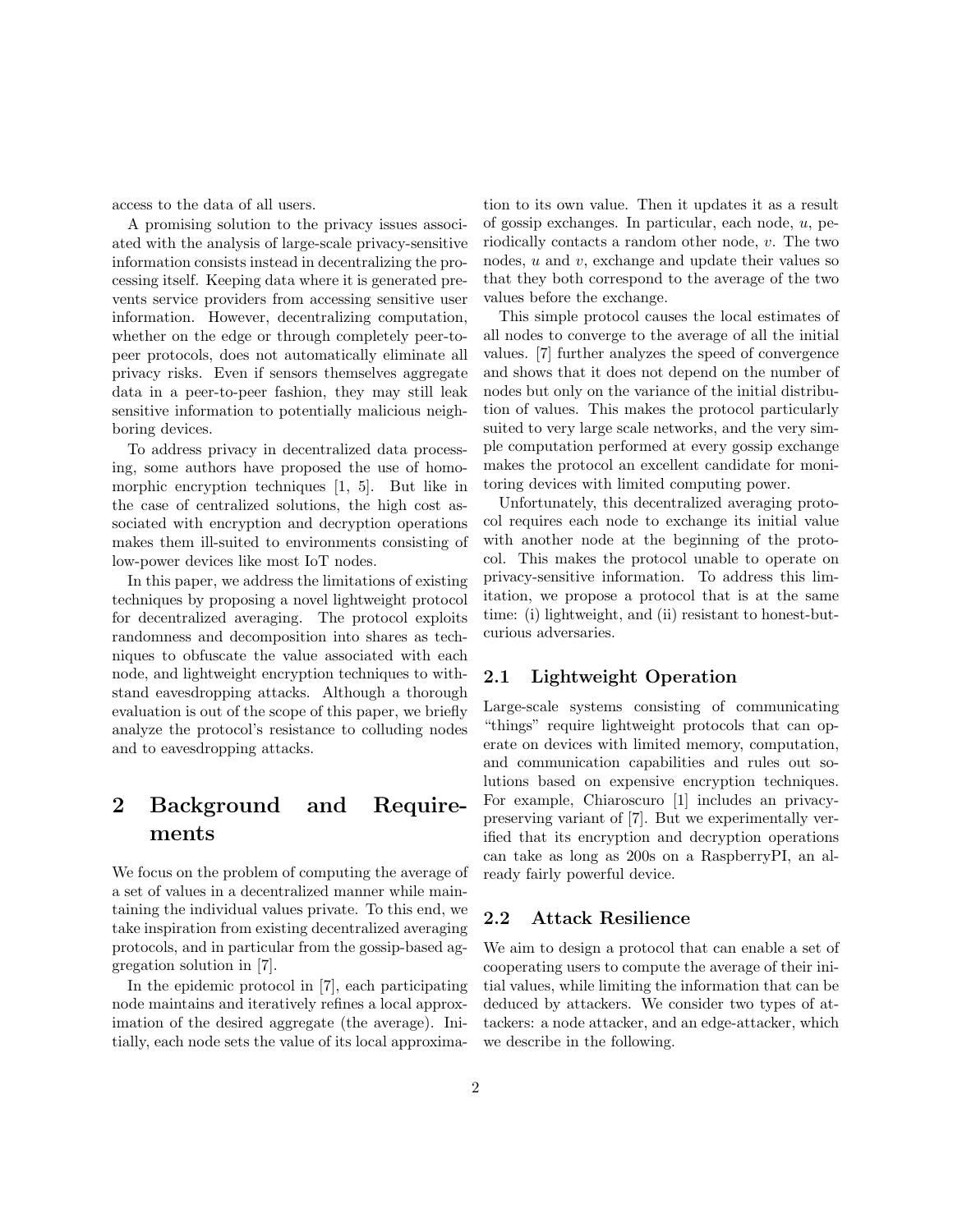access to the data of all users.

A promising solution to the privacy issues associated with the analysis of large-scale privacy-sensitive information consists instead in decentralizing the processing itself. Keeping data where it is generated prevents service providers from accessing sensitive user information. However, decentralizing computation, whether on the edge or through completely peer-to-peer protocols, does not automatically eliminate all privacy risks. Even if sensors themselves aggregate data in a peer-to-peer fashion, they may still leak sensitive information to potentially malicious neighboring devices.

To address privacy in decentralized data processing, some authors have proposed the use of homomorphic encryption techniques [1, 5]. But like in the case of centralized solutions, the high cost associated with encryption and decryption operations makes them ill-suited to environments consisting of low-power devices like most IoT nodes.

In this paper, we address the limitations of existing techniques by proposing a novel lightweight protocol for decentralized averaging. The protocol exploits randomness and decomposition into shares as techniques to obfuscate the value associated with each node, and lightweight encryption techniques to withstand eavesdropping attacks. Although a thorough evaluation is out of the scope of this paper, we briefly analyze the protocol's resistance to colluding nodes and to eavesdropping attacks.

# 2 Background and Requirements

We focus on the problem of computing the average of a set of values in a decentralized manner while maintaining the individual values private. To this end, we take inspiration from existing decentralized averaging protocols, and in particular from the gossip-based aggregation solution in [7].

In the epidemic protocol in [7], each participating node maintains and iteratively refines a local approximation of the desired aggregate (the average). Initially, each node sets the value of its local approximation to its own value. Then it updates it as a result of gossip exchanges. In particular, each node, $u$, periodically contacts a random other node, $v$. The two nodes, $u$ and $v$, exchange and update their values so that they both correspond to the average of the two values before the exchange.

This simple protocol causes the local estimates of all nodes to converge to the average of all the initial values. [7] further analyzes the speed of convergence and shows that it does not depend on the number of nodes but only on the variance of the initial distribution of values. This makes the protocol particularly suited to very large scale networks, and the very simple computation performed at every gossip exchange makes the protocol an excellent candidate for monitoring devices with limited computing power.

Unfortunately, this decentralized averaging protocol requires each node to exchange its initial value with another node at the beginning of the protocol. This makes the protocol unable to operate on privacy-sensitive information. To address this limitation, we propose a protocol that is at the same time: (i) lightweight, and (ii) resistant to honest-but-curious adversaries.

## 2.1 Lightweight Operation

Large-scale systems consisting of communicating "things" require lightweight protocols that can operate on devices with limited memory, computation, and communication capabilities and rules out solutions based on expensive encryption techniques. For example, Chiaroscuro [1] includes an privacy-preserving variant of [7]. But we experimentally verified that its encryption and decryption operations can take as long as 200s on a RaspberryPI, an already fairly powerful device.

## 2.2 Attack Resilience

We aim to design a protocol that can enable a set of cooperating users to compute the average of their initial values, while limiting the information that can be deduced by attackers. We consider two types of attackers: a node attacker, and an edge-attacker, which we describe in the following.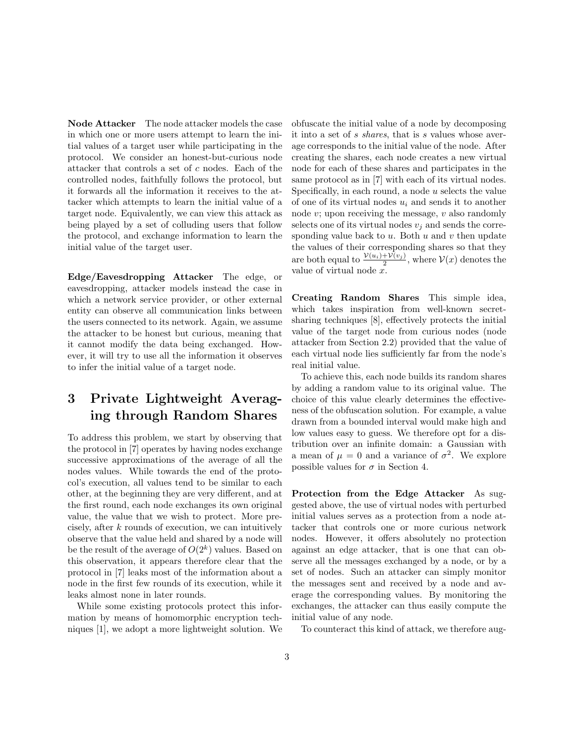**Node Attacker** The node attacker models the case in which one or more users attempt to learn the initial values of a target user while participating in the protocol. We consider an honest-but-curious node attacker that controls a set of $c$ nodes. Each of the controlled nodes, faithfully follows the protocol, but it forwards all the information it receives to the attacker which attempts to learn the initial value of a target node. Equivalently, we can view this attack as being played by a set of colluding users that follow the protocol, and exchange information to learn the initial value of the target user.

**Edge/Eavesdropping Attacker** The edge, or eavesdropping, attacker models instead the case in which a network service provider, or other external entity can observe all communication links between the users connected to its network. Again, we assume the attacker to be honest but curious, meaning that it cannot modify the data being exchanged. However, it will try to use all the information it observes to infer the initial value of a target node.

# 3 Private Lightweight Averaging through Random Shares

To address this problem, we start by observing that the protocol in [7] operates by having nodes exchange successive approximations of the average of all the nodes values. While towards the end of the protocol's execution, all values tend to be similar to each other, at the beginning they are very different, and at the first round, each node exchanges its own original value, the value that we wish to protect. More precisely, after $k$ rounds of execution, we can intuitively observe that the value held and shared by a node will be the result of the average of $O(2^k)$ values. Based on this observation, it appears therefore clear that the protocol in [7] leaks most of the information about a node in the first few rounds of its execution, while it leaks almost none in later rounds.

While some existing protocols protect this information by means of homomorphic encryption techniques [1], we adopt a more lightweight solution. We obfuscate the initial value of a node by decomposing it into a set of $s$ *shares*, that is $s$ values whose average corresponds to the initial value of the node. After creating the shares, each node creates a new virtual node for each of these shares and participates in the same protocol as in [7] with each of its virtual nodes. Specifically, in each round, a node $u$ selects the value of one of its virtual nodes $u_i$ and sends it to another node $v$; upon receiving the message, $v$ also randomly selects one of its virtual nodes $v_j$ and sends the corresponding value back to $u$. Both $u$ and $v$ then update the values of their corresponding shares so that they are both equal to $\frac{\mathcal{V}(u_i)+\mathcal{V}(v_j)}{2}$, where $\mathcal{V}(x)$ denotes the value of virtual node $x$.

**Creating Random Shares** This simple idea, which takes inspiration from well-known secret-sharing techniques [8], effectively protects the initial value of the target node from curious nodes (node attacker from Section 2.2) provided that the value of each virtual node lies sufficiently far from the node's real initial value.

To achieve this, each node builds its random shares by adding a random value to its original value. The choice of this value clearly determines the effectiveness of the obfuscation solution. For example, a value drawn from a bounded interval would make high and low values easy to guess. We therefore opt for a distribution over an infinite domain: a Gaussian with a mean of $\mu = 0$ and a variance of $\sigma^2$. We explore possible values for $\sigma$ in Section 4.

**Protection from the Edge Attacker** As suggested above, the use of virtual nodes with perturbed initial values serves as a protection from a node attacker that controls one or more curious network nodes. However, it offers absolutely no protection against an edge attacker, that is one that can observe all the messages exchanged by a node, or by a set of nodes. Such an attacker can simply monitor the messages sent and received by a node and average the corresponding values. By monitoring the exchanges, the attacker can thus easily compute the initial value of any node.

To counteract this kind of attack, we therefore aug-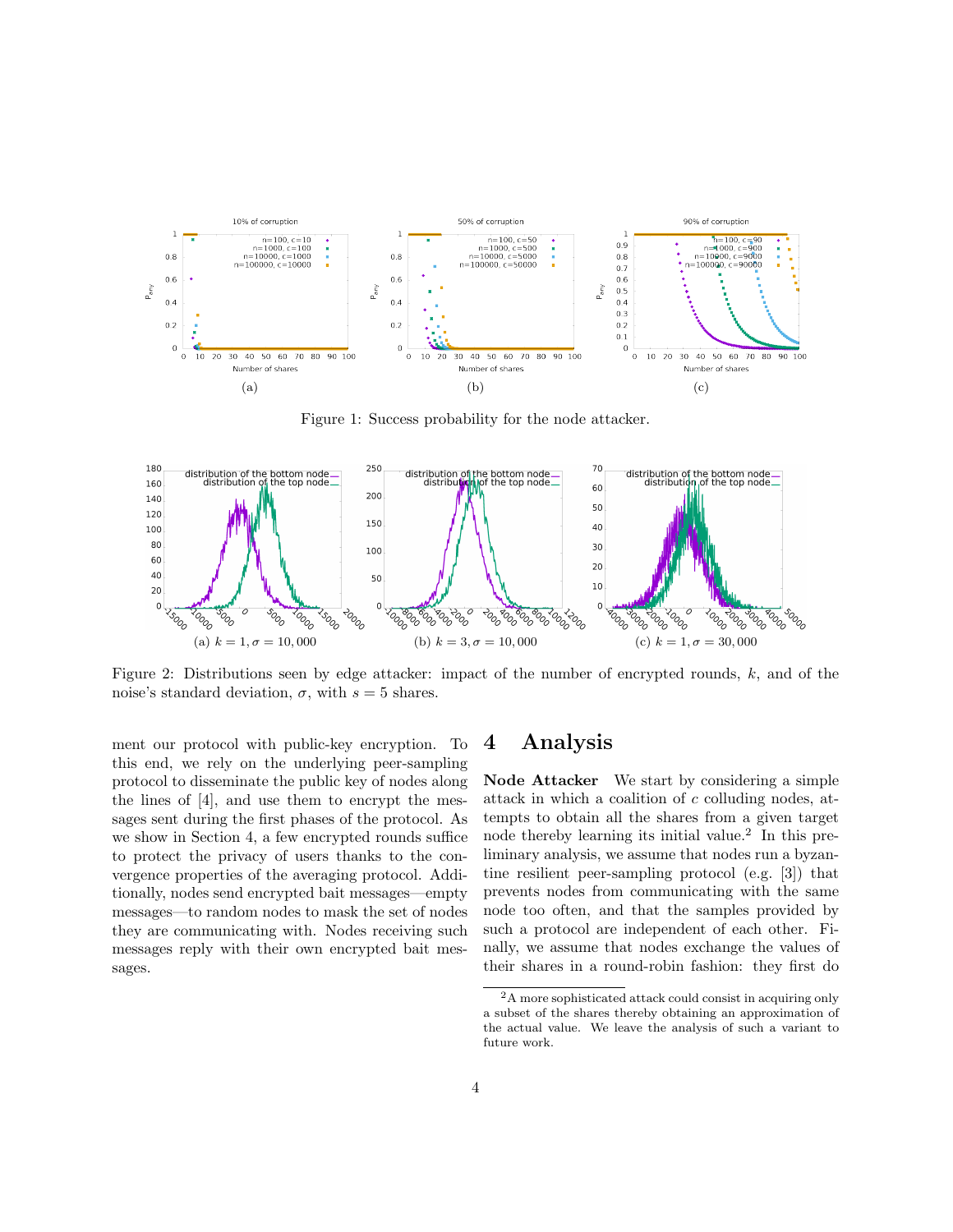Figure 1: Success probability for the node attacker.

Figure 2: Distributions seen by edge attacker: impact of the number of encrypted rounds, $k$, and of the noise's standard deviation, $\sigma$, with $s = 5$ shares.

ment our protocol with public-key encryption. To this end, we rely on the underlying peer-sampling protocol to disseminate the public key of nodes along the lines of [4], and use them to encrypt the messages sent during the first phases of the protocol. As we show in Section 4, a few encrypted rounds suffice to protect the privacy of users thanks to the convergence properties of the averaging protocol. Additionally, nodes send encrypted bait messages—empty messages—to random nodes to mask the set of nodes they are communicating with. Nodes receiving such messages reply with their own encrypted bait messages.

# 4 Analysis

**Node Attacker** We start by considering a simple attack in which a coalition of $c$ colluding nodes, attempts to obtain all the shares from a given target node thereby learning its initial value.[2] In this preliminary analysis, we assume that nodes run a byzantine resilient peer-sampling protocol (e.g. [3]) that prevents nodes from communicating with the same node too often, and that the samples provided by such a protocol are independent of each other. Finally, we assume that nodes exchange the values of their shares in a round-robin fashion: they first do

[2] A more sophisticated attack could consist in acquiring only a subset of the shares thereby obtaining an approximation of the actual value. We leave the analysis of such a variant to future work.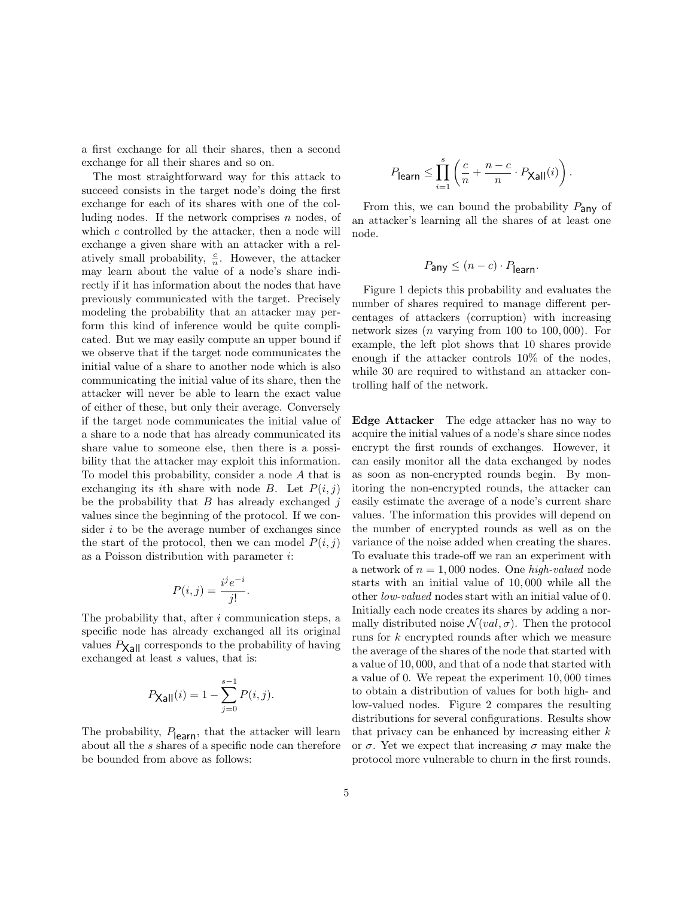a first exchange for all their shares, then a second exchange for all their shares and so on.

The most straightforward way for this attack to succeed consists in the target node's doing the first exchange for each of its shares with one of the colluding nodes. If the network comprises $n$ nodes, of which $c$ controlled by the attacker, then a node will exchange a given share with an attacker with a relatively small probability, $\frac{c}{n}$. However, the attacker may learn about the value of a node's share indirectly if it has information about the nodes that have previously communicated with the target. Precisely modeling the probability that an attacker may perform this kind of inference would be quite complicated. But we may easily compute an upper bound if we observe that if the target node communicates the initial value of a share to another node which is also communicating the initial value of its share, then the attacker will never be able to learn the exact value of either of these, but only their average. Conversely if the target node communicates the initial value of a share to a node that has already communicated its share value to someone else, then there is a possibility that the attacker may exploit this information. To model this probability, consider a node $A$ that is exchanging its $i$th share with node $B$. Let $P(i, j)$ be the probability that $B$ has already exchanged $j$ values since the beginning of the protocol. If we consider $i$ to be the average number of exchanges since the start of the protocol, then we can model $P(i, j)$ as a Poisson distribution with parameter $i$:

$$P(i, j) = \frac{i^j e^{-i}}{j!}.$$

The probability that, after $i$ communication steps, a specific node has already exchanged all its original values $P_{\mathsf{Xall}}$ corresponds to the probability of having exchanged at least $s$ values, that is:

$$P_{\mathsf{Xall}}(i) = 1 - \sum_{j=0}^{s-1} P(i, j).$$

The probability, $P_{\mathsf{learn}}$, that the attacker will learn about all the $s$ shares of a specific node can therefore be bounded from above as follows:

$$P_{\mathsf{learn}} \leq \prod_{i=1}^{s} \left( \frac{c}{n} + \frac{n-c}{n} \cdot P_{\mathsf{Xall}}(i) \right).$$

From this, we can bound the probability $P_{\mathsf{any}}$ of an attacker's learning all the shares of at least one node.

$$P_{\mathsf{any}} \leq (n - c) \cdot P_{\mathsf{learn}}.$$

Figure 1 depicts this probability and evaluates the number of shares required to manage different percentages of attackers (corruption) with increasing network sizes ($n$ varying from 100 to 100,000). For example, the left plot shows that 10 shares provide enough if the attacker controls 10% of the nodes, while 30 are required to withstand an attacker controlling half of the network.

**Edge Attacker** The edge attacker has no way to acquire the initial values of a node's share since nodes encrypt the first rounds of exchanges. However, it can easily monitor all the data exchanged by nodes as soon as non-encrypted rounds begin. By monitoring the non-encrypted rounds, the attacker can easily estimate the average of a node's current share values. The information this provides will depend on the number of encrypted rounds as well as on the variance of the noise added when creating the shares. To evaluate this trade-off we ran an experiment with a network of $n = 1,000$ nodes. One *high-valued* node starts with an initial value of 10,000 while all the other *low-valued* nodes start with an initial value of 0. Initially each node creates its shares by adding a normally distributed noise $\mathcal{N}(val, \sigma)$. Then the protocol runs for $k$ encrypted rounds after which we measure the average of the shares of the node that started with a value of 10,000, and that of a node that started with a value of 0. We repeat the experiment 10,000 times to obtain a distribution of values for both high- and low-valued nodes. Figure 2 compares the resulting distributions for several configurations. Results show that privacy can be enhanced by increasing either $k$ or $\sigma$. Yet we expect that increasing $\sigma$ may make the protocol more vulnerable to churn in the first rounds.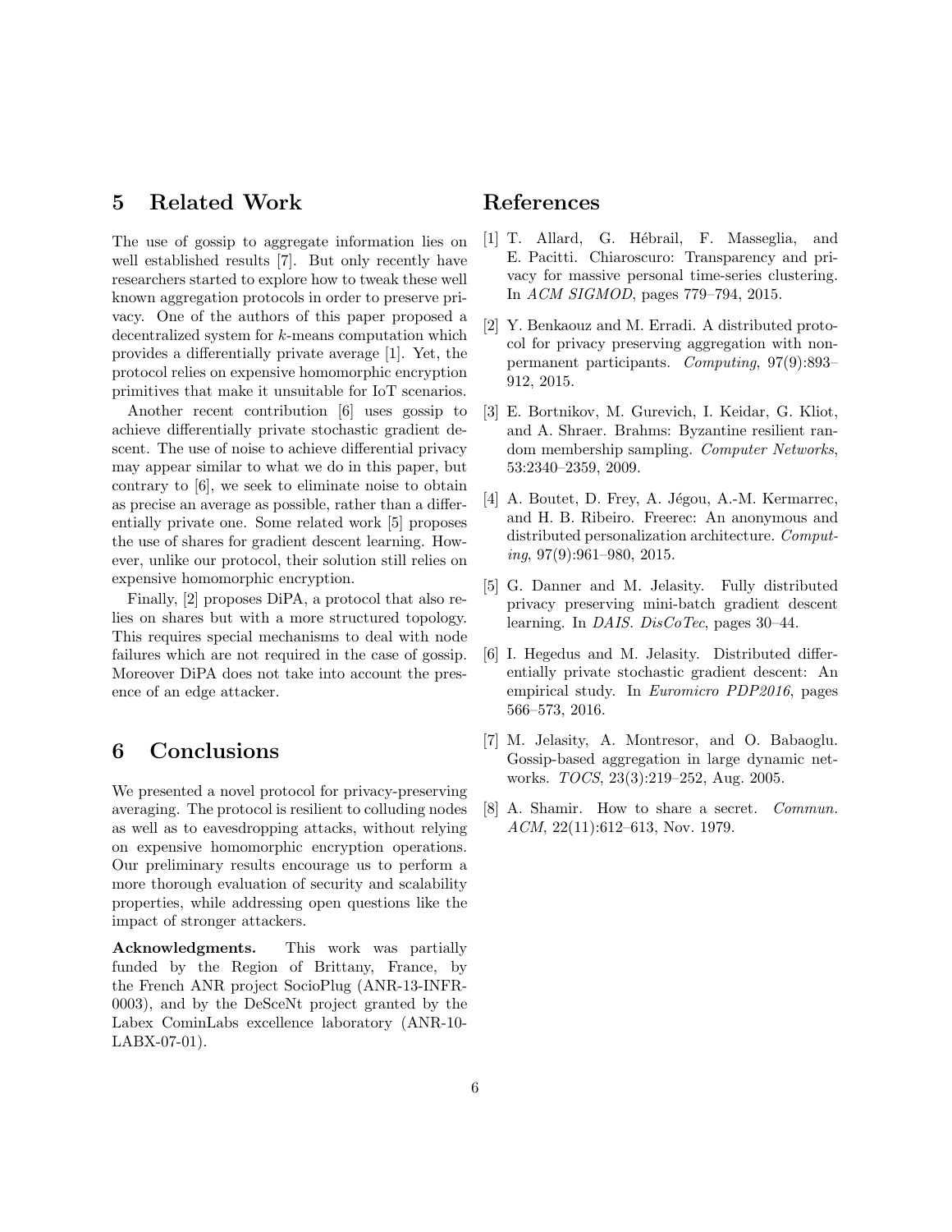## 5 Related Work

The use of gossip to aggregate information lies on well established results [7]. But only recently have researchers started to explore how to tweak these well known aggregation protocols in order to preserve privacy. One of the authors of this paper proposed a decentralized system for $k$-means computation which provides a differentially private average [1]. Yet, the protocol relies on expensive homomorphic encryption primitives that make it unsuitable for IoT scenarios.

Another recent contribution [6] uses gossip to achieve differentially private stochastic gradient descent. The use of noise to achieve differential privacy may appear similar to what we do in this paper, but contrary to [6], we seek to eliminate noise to obtain as precise an average as possible, rather than a differentially private one. Some related work [5] proposes the use of shares for gradient descent learning. However, unlike our protocol, their solution still relies on expensive homomorphic encryption.

Finally, [2] proposes DiPA, a protocol that also relies on shares but with a more structured topology. This requires special mechanisms to deal with node failures which are not required in the case of gossip. Moreover DiPA does not take into account the presence of an edge attacker.

## 6 Conclusions

We presented a novel protocol for privacy-preserving averaging. The protocol is resilient to colluding nodes as well as to eavesdropping attacks, without relying on expensive homomorphic encryption operations. Our preliminary results encourage us to perform a more thorough evaluation of security and scalability properties, while addressing open questions like the impact of stronger attackers.

**Acknowledgments.** This work was partially funded by the Region of Brittany, France, by the French ANR project SocioPlug (ANR-13-INFR-0003), and by the DeSceNt project granted by the Labex CominLabs excellence laboratory (ANR-10-LABX-07-01).

## References

[1] T. Allard, G. Hébrail, F. Masseglia, and E. Pacitti. Chiaroscuro: Transparency and privacy for massive personal time-series clustering. In *ACM SIGMOD*, pages 779–794, 2015.

[2] Y. Benkaouz and M. Erradi. A distributed protocol for privacy preserving aggregation with non-permanent participants. *Computing*, 97(9):893–912, 2015.

[3] E. Bortnikov, M. Gurevich, I. Keidar, G. Kliot, and A. Shraer. Brahms: Byzantine resilient random membership sampling. *Computer Networks*, 53:2340–2359, 2009.

[4] A. Boutet, D. Frey, A. Jégou, A.-M. Kermarrec, and H. B. Ribeiro. Freerec: An anonymous and distributed personalization architecture. *Computing*, 97(9):961–980, 2015.

[5] G. Danner and M. Jelasity. Fully distributed privacy preserving mini-batch gradient descent learning. In *DAIS. DisCoTec*, pages 30–44.

[6] I. Hegedus and M. Jelasity. Distributed differentially private stochastic gradient descent: An empirical study. In *Euromicro PDP2016*, pages 566–573, 2016.

[7] M. Jelasity, A. Montresor, and O. Babaoglu. Gossip-based aggregation in large dynamic networks. *TOCS*, 23(3):219–252, Aug. 2005.

[8] A. Shamir. How to share a secret. *Commun. ACM*, 22(11):612–613, Nov. 1979.